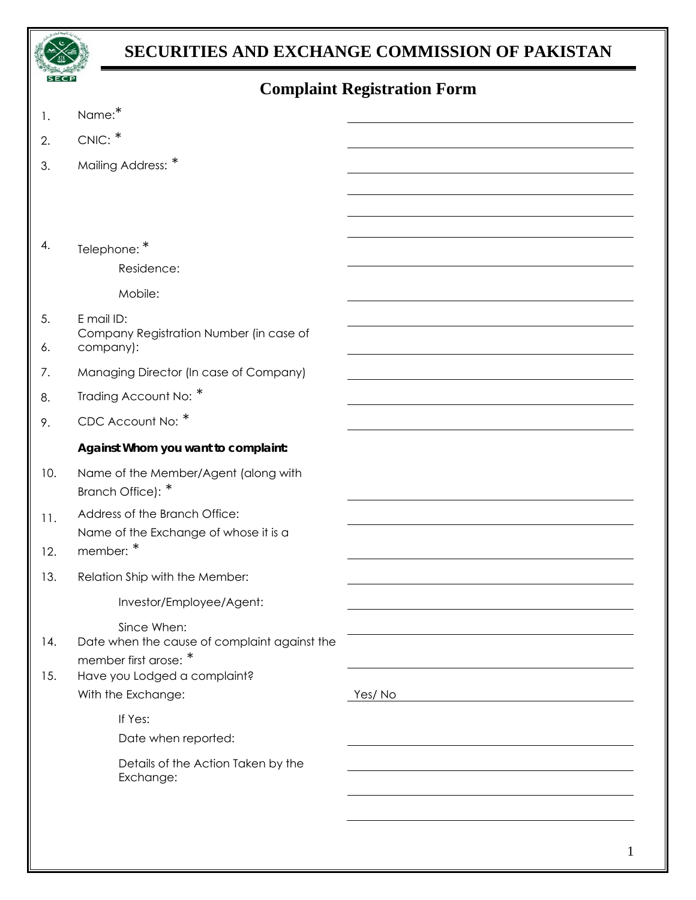# SECURITIES AND EXCHANGE COMMISSION OF PAKISTAN

## Complaint Registration Form

1. Name:* \_\_\_\_\_\_\_\_\_\_\_\_\_\_\_\_\_\_\_\_

2. CNIC: * \_\_\_\_\_\_\_\_\_\_\_\_\_\_\_\_\_\_\_\_

3. Mailing Address: * \_\_\_\_\_\_\_\_\_\_\_\_\_\_\_\_\_\_\_\_

4. Telephone: *
   - Residence: \_\_\_\_\_\_\_\_\_\_\_\_\_\_\_\_\_\_\_\_
   - Mobile: \_\_\_\_\_\_\_\_\_\_\_\_\_\_\_\_\_\_\_\_

5. E mail ID: \_\_\_\_\_\_\_\_\_\_\_\_\_\_\_\_\_\_\_\_

6. Company Registration Number (in case of company): \_\_\_\_\_\_\_\_\_\_\_\_\_\_\_\_\_\_\_\_

7. Managing Director (In case of Company) \_\_\_\_\_\_\_\_\_\_\_\_\_\_\_\_\_\_\_\_

8. Trading Account No: * \_\_\_\_\_\_\_\_\_\_\_\_\_\_\_\_\_\_\_\_

9. CDC Account No: * \_\_\_\_\_\_\_\_\_\_\_\_\_\_\_\_\_\_\_\_

***Against Whom you want to complaint:***

10. Name of the Member/Agent (along with Branch Office): * \_\_\_\_\_\_\_\_\_\_\_\_\_\_\_\_\_\_\_\_

11. Address of the Branch Office: \_\_\_\_\_\_\_\_\_\_\_\_\_\_\_\_\_\_\_\_

12. Name of the Exchange of whose it is a member: * \_\_\_\_\_\_\_\_\_\_\_\_\_\_\_\_\_\_\_\_

13. Relation Ship with the Member: \_\_\_\_\_\_\_\_\_\_\_\_\_\_\_\_\_\_\_\_
    - Investor/Employee/Agent: \_\_\_\_\_\_\_\_\_\_\_\_\_\_\_\_\_\_\_\_
    - Since When: \_\_\_\_\_\_\_\_\_\_\_\_\_\_\_\_\_\_\_\_

14. Date when the cause of complaint against the member first arose: * \_\_\_\_\_\_\_\_\_\_\_\_\_\_\_\_\_\_\_\_

15. Have you Lodged a complaint?
    With the Exchange: Yes/ No
    - If Yes:
    - Date when reported: \_\_\_\_\_\_\_\_\_\_\_\_\_\_\_\_\_\_\_\_
    - Details of the Action Taken by the Exchange: \_\_\_\_\_\_\_\_\_\_\_\_\_\_\_\_\_\_\_\_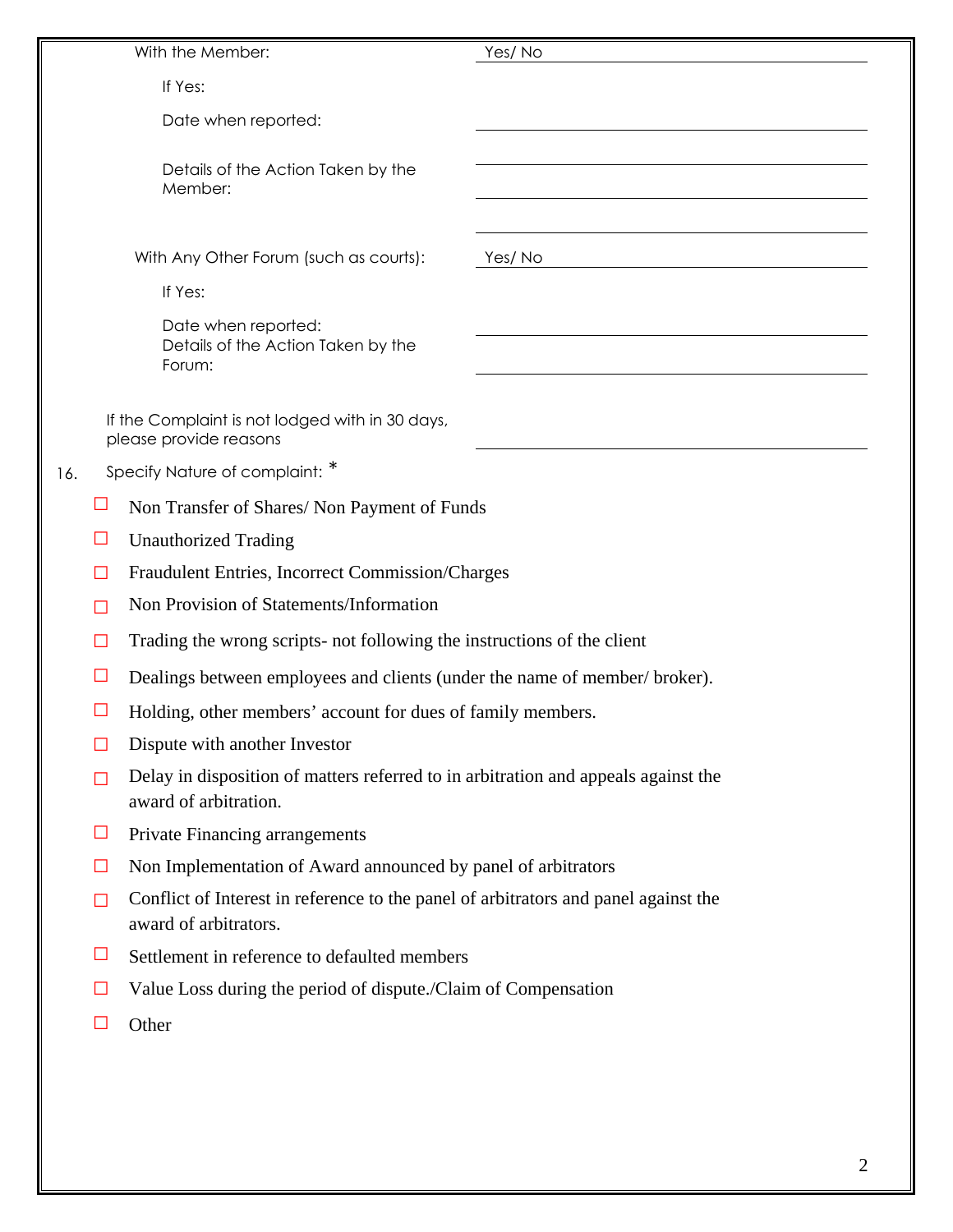With the Member: Yes/ No

If Yes:

Date when reported: ______________________

Details of the Action Taken by the Member: ______________________

With Any Other Forum (such as courts): Yes/ No

If Yes:

Date when reported: ______________________

Details of the Action Taken by the Forum: ______________________

If the Complaint is not lodged with in 30 days, please provide reasons ______________________

16. Specify Nature of complaint: *

- ☐ Non Transfer of Shares/ Non Payment of Funds
- ☐ Unauthorized Trading
- ☐ Fraudulent Entries, Incorrect Commission/Charges
- ☐ Non Provision of Statements/Information
- ☐ Trading the wrong scripts- not following the instructions of the client
- ☐ Dealings between employees and clients (under the name of member/ broker).
- ☐ Holding, other members' account for dues of family members.
- ☐ Dispute with another Investor
- ☐ Delay in disposition of matters referred to in arbitration and appeals against the award of arbitration.
- ☐ Private Financing arrangements
- ☐ Non Implementation of Award announced by panel of arbitrators
- ☐ Conflict of Interest in reference to the panel of arbitrators and panel against the award of arbitrators.
- ☐ Settlement in reference to defaulted members
- ☐ Value Loss during the period of dispute./Claim of Compensation
- ☐ Other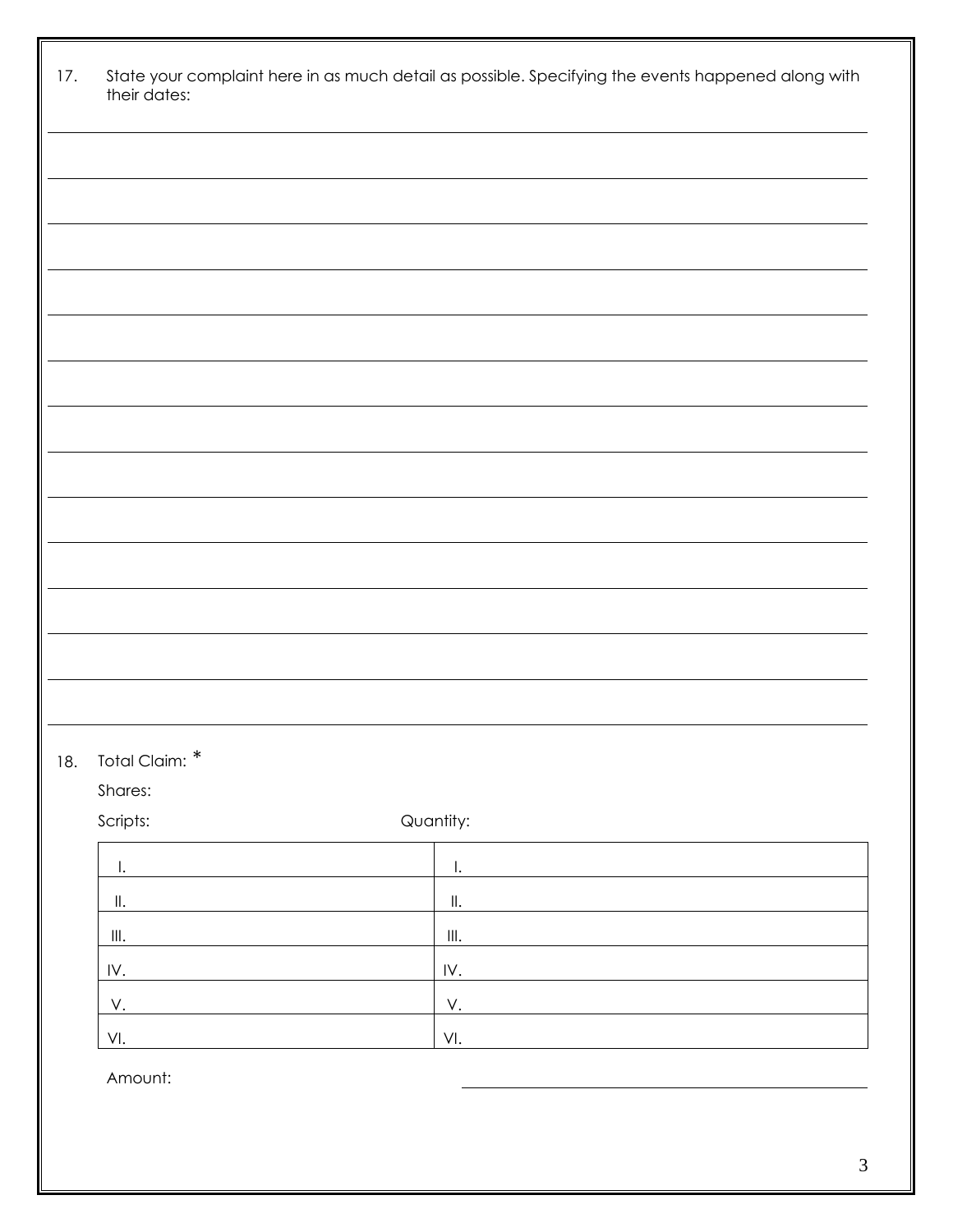17. State your complaint here in as much detail as possible. Specifying the events happened along with their dates:

___________________________________________________________________________

___________________________________________________________________________

___________________________________________________________________________

___________________________________________________________________________

___________________________________________________________________________

___________________________________________________________________________

___________________________________________________________________________

___________________________________________________________________________

___________________________________________________________________________

___________________________________________________________________________

___________________________________________________________________________

___________________________________________________________________________

___________________________________________________________________________

___________________________________________________________________________

18. Total Claim: *

Shares:

| Scripts: | Quantity: |
|---|---|
| I. | I. |
| II. | II. |
| III. | III. |
| IV. | IV. |
| V. | V. |
| VI. | VI. |

Amount: ______________________________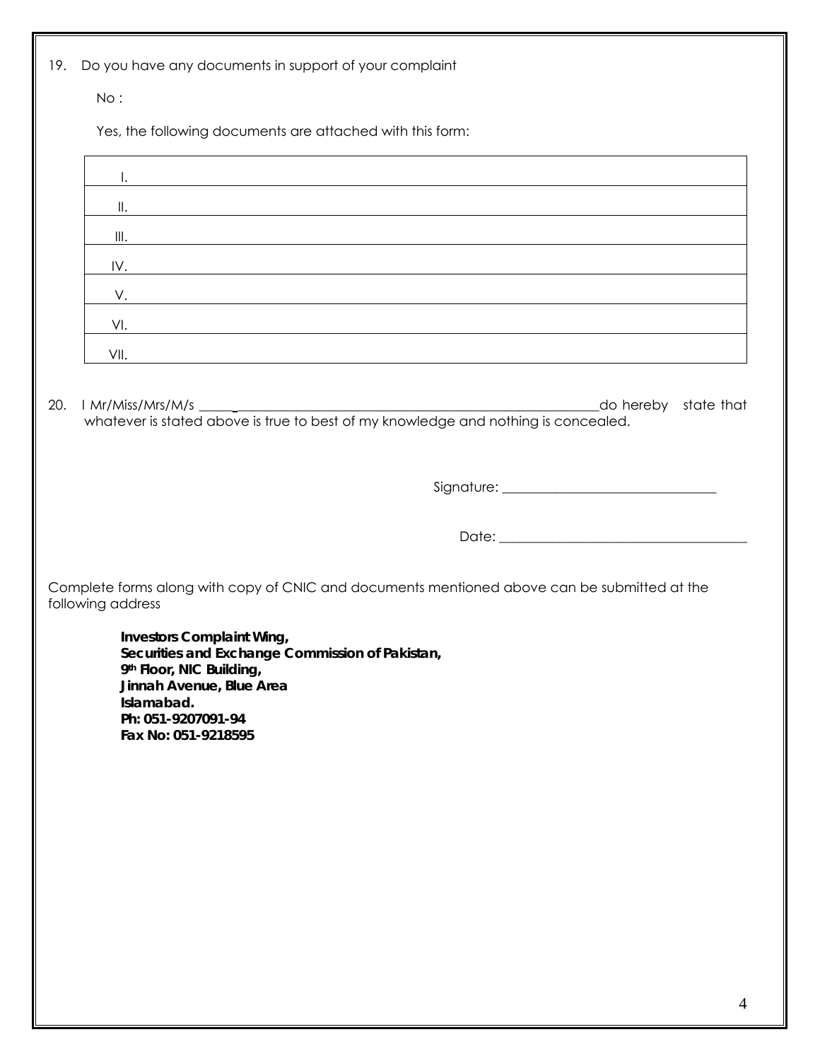19. Do you have any documents in support of your complaint

    No :

    Yes, the following documents are attached with this form:

| |
|---|
| I. |
| II. |
| III. |
| IV. |
| V. |
| VI. |
| VII. |

20. I Mr/Miss/Mrs/M/s ________________________________________________do hereby state that whatever is stated above is true to best of my knowledge and nothing is concealed.

Signature: ______________________________

Date: ___________________________________

Complete forms along with copy of CNIC and documents mentioned above can be submitted at the following address

**Investors Complaint Wing,**
**Securities and Exchange Commission of Pakistan,**
**9th Floor, NIC Building,**
**Jinnah Avenue, Blue Area**
**Islamabad.**
**Ph: 051-9207091-94**
**Fax No: 051-9218595**